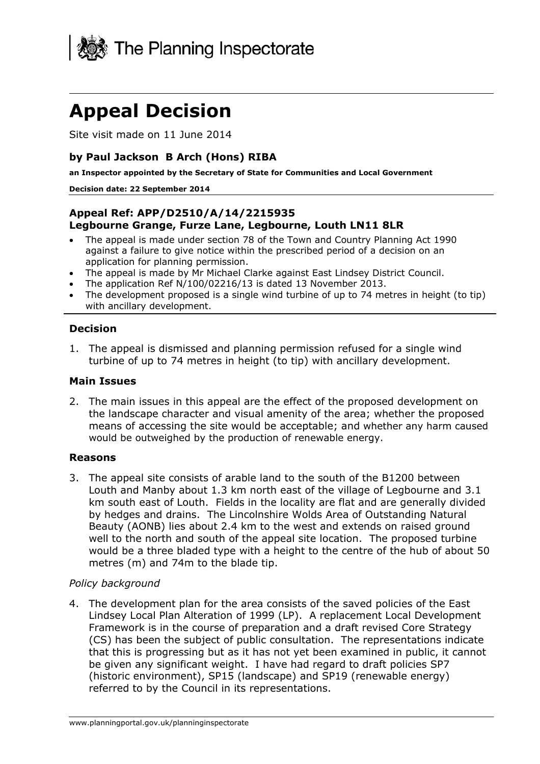The Planning Inspectorate

# Appeal Decision

Site visit made on 11 June 2014

### by Paul Jackson B Arch (Hons) RIBA

**an Inspector appointed by the Secretary of State for Communities and Local Government**

**Decision date: 22 September 2014**

### Appeal Ref: APP/D2510/A/14/2215935
### Legbourne Grange, Furze Lane, Legbourne, Louth LN11 8LR

- The appeal is made under section 78 of the Town and Country Planning Act 1990 against a failure to give notice within the prescribed period of a decision on an application for planning permission.
- The appeal is made by Mr Michael Clarke against East Lindsey District Council.
- The application Ref N/100/02216/13 is dated 13 November 2013.
- The development proposed is a single wind turbine of up to 74 metres in height (to tip) with ancillary development.

### Decision

1. The appeal is dismissed and planning permission refused for a single wind turbine of up to 74 metres in height (to tip) with ancillary development.

### Main Issues

2. The main issues in this appeal are the effect of the proposed development on the landscape character and visual amenity of the area; whether the proposed means of accessing the site would be acceptable; and whether any harm caused would be outweighed by the production of renewable energy.

### Reasons

3. The appeal site consists of arable land to the south of the B1200 between Louth and Manby about 1.3 km north east of the village of Legbourne and 3.1 km south east of Louth. Fields in the locality are flat and are generally divided by hedges and drains. The Lincolnshire Wolds Area of Outstanding Natural Beauty (AONB) lies about 2.4 km to the west and extends on raised ground well to the north and south of the appeal site location. The proposed turbine would be a three bladed type with a height to the centre of the hub of about 50 metres (m) and 74m to the blade tip.

*Policy background*

4. The development plan for the area consists of the saved policies of the East Lindsey Local Plan Alteration of 1999 (LP). A replacement Local Development Framework is in the course of preparation and a draft revised Core Strategy (CS) has been the subject of public consultation. The representations indicate that this is progressing but as it has not yet been examined in public, it cannot be given any significant weight. I have had regard to draft policies SP7 (historic environment), SP15 (landscape) and SP19 (renewable energy) referred to by the Council in its representations.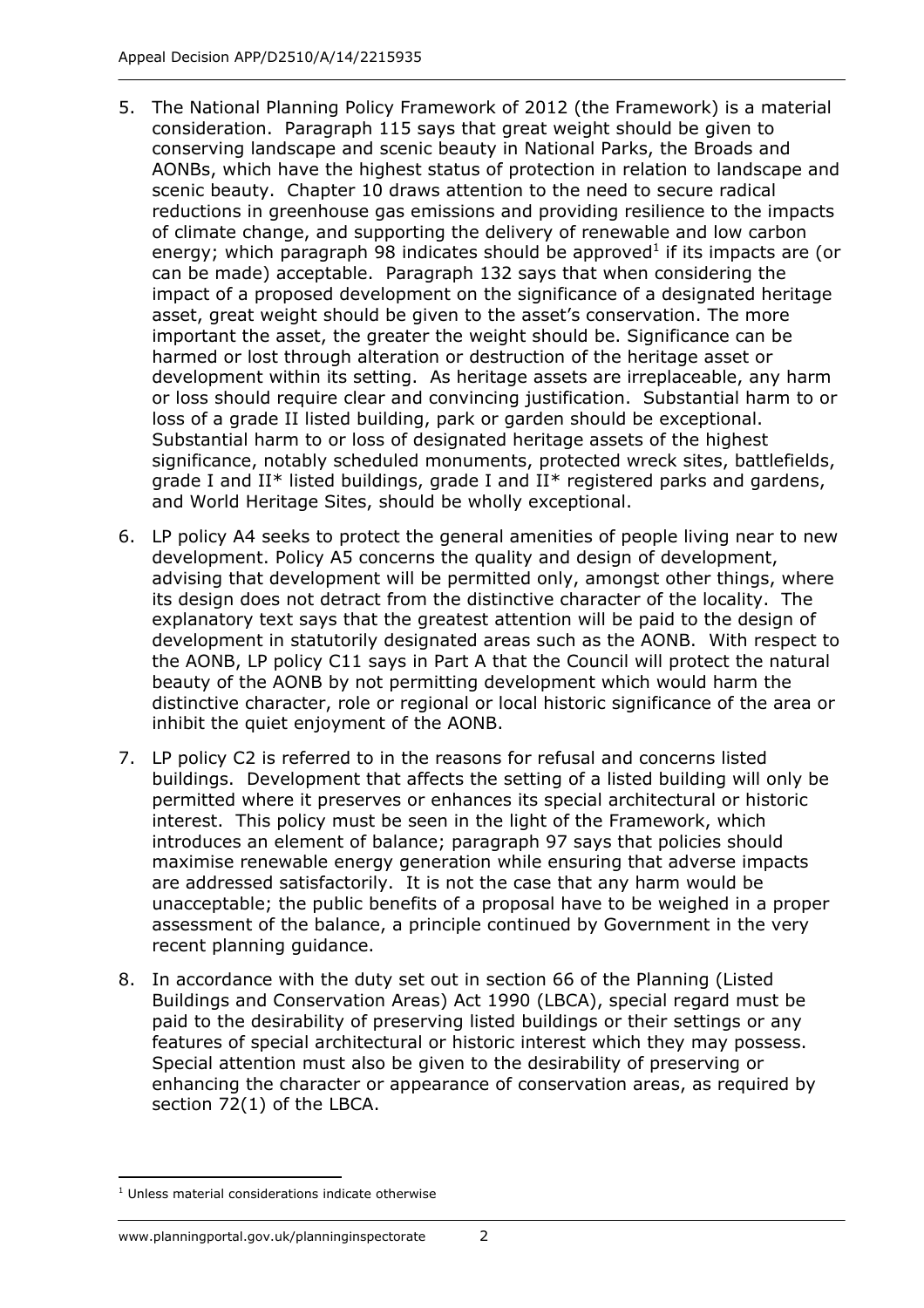5. The National Planning Policy Framework of 2012 (the Framework) is a material consideration. Paragraph 115 says that great weight should be given to conserving landscape and scenic beauty in National Parks, the Broads and AONBs, which have the highest status of protection in relation to landscape and scenic beauty. Chapter 10 draws attention to the need to secure radical reductions in greenhouse gas emissions and providing resilience to the impacts of climate change, and supporting the delivery of renewable and low carbon energy; which paragraph 98 indicates should be approved[1] if its impacts are (or can be made) acceptable. Paragraph 132 says that when considering the impact of a proposed development on the significance of a designated heritage asset, great weight should be given to the asset's conservation. The more important the asset, the greater the weight should be. Significance can be harmed or lost through alteration or destruction of the heritage asset or development within its setting. As heritage assets are irreplaceable, any harm or loss should require clear and convincing justification. Substantial harm to or loss of a grade II listed building, park or garden should be exceptional. Substantial harm to or loss of designated heritage assets of the highest significance, notably scheduled monuments, protected wreck sites, battlefields, grade I and II* listed buildings, grade I and II* registered parks and gardens, and World Heritage Sites, should be wholly exceptional.

6. LP policy A4 seeks to protect the general amenities of people living near to new development. Policy A5 concerns the quality and design of development, advising that development will be permitted only, amongst other things, where its design does not detract from the distinctive character of the locality. The explanatory text says that the greatest attention will be paid to the design of development in statutorily designated areas such as the AONB. With respect to the AONB, LP policy C11 says in Part A that the Council will protect the natural beauty of the AONB by not permitting development which would harm the distinctive character, role or regional or local historic significance of the area or inhibit the quiet enjoyment of the AONB.

7. LP policy C2 is referred to in the reasons for refusal and concerns listed buildings. Development that affects the setting of a listed building will only be permitted where it preserves or enhances its special architectural or historic interest. This policy must be seen in the light of the Framework, which introduces an element of balance; paragraph 97 says that policies should maximise renewable energy generation while ensuring that adverse impacts are addressed satisfactorily. It is not the case that any harm would be unacceptable; the public benefits of a proposal have to be weighed in a proper assessment of the balance, a principle continued by Government in the very recent planning guidance.

8. In accordance with the duty set out in section 66 of the Planning (Listed Buildings and Conservation Areas) Act 1990 (LBCA), special regard must be paid to the desirability of preserving listed buildings or their settings or any features of special architectural or historic interest which they may possess. Special attention must also be given to the desirability of preserving or enhancing the character or appearance of conservation areas, as required by section 72(1) of the LBCA.

[1] Unless material considerations indicate otherwise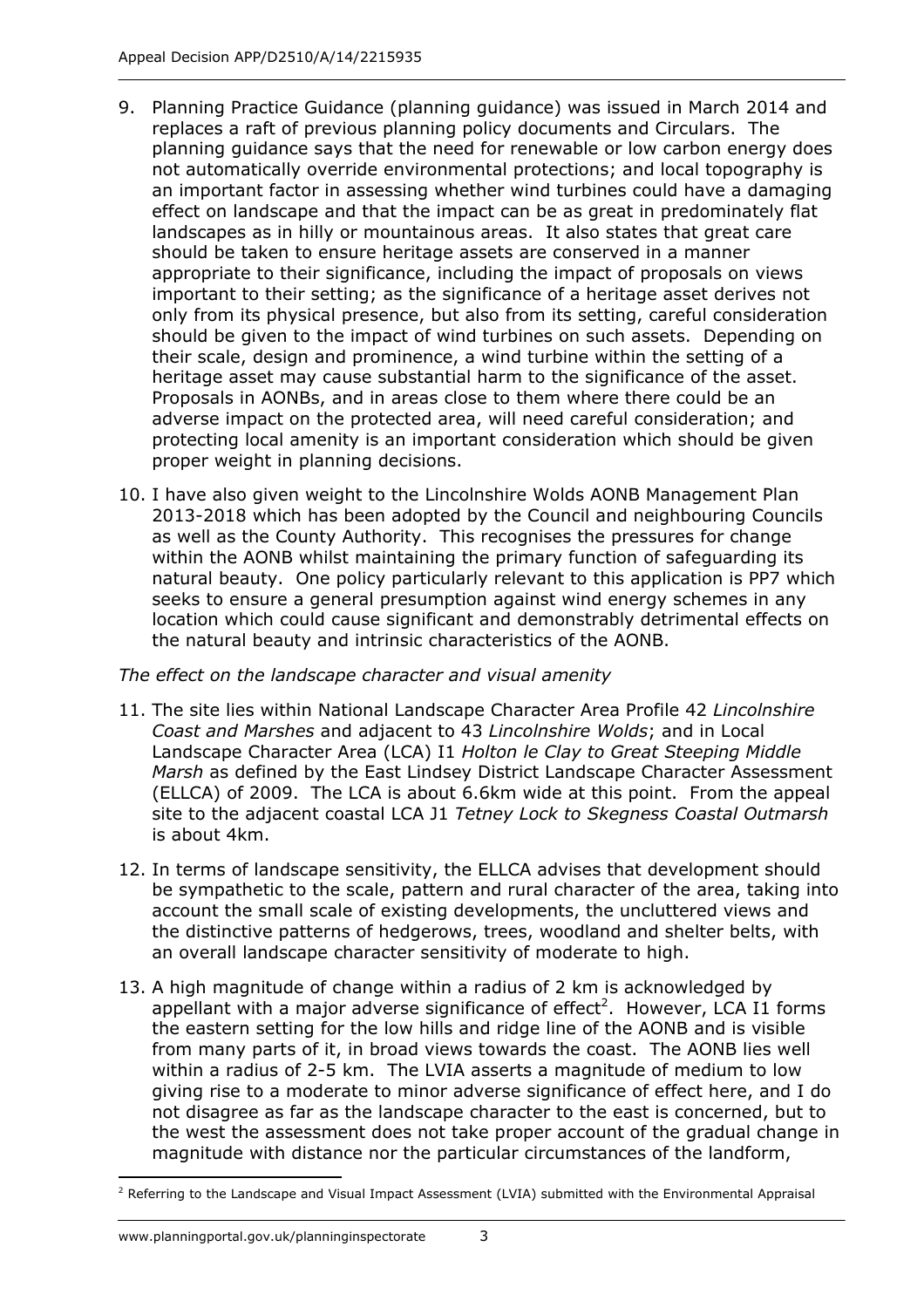9. Planning Practice Guidance (planning guidance) was issued in March 2014 and replaces a raft of previous planning policy documents and Circulars. The planning guidance says that the need for renewable or low carbon energy does not automatically override environmental protections; and local topography is an important factor in assessing whether wind turbines could have a damaging effect on landscape and that the impact can be as great in predominately flat landscapes as in hilly or mountainous areas. It also states that great care should be taken to ensure heritage assets are conserved in a manner appropriate to their significance, including the impact of proposals on views important to their setting; as the significance of a heritage asset derives not only from its physical presence, but also from its setting, careful consideration should be given to the impact of wind turbines on such assets. Depending on their scale, design and prominence, a wind turbine within the setting of a heritage asset may cause substantial harm to the significance of the asset. Proposals in AONBs, and in areas close to them where there could be an adverse impact on the protected area, will need careful consideration; and protecting local amenity is an important consideration which should be given proper weight in planning decisions.

10. I have also given weight to the Lincolnshire Wolds AONB Management Plan 2013-2018 which has been adopted by the Council and neighbouring Councils as well as the County Authority. This recognises the pressures for change within the AONB whilst maintaining the primary function of safeguarding its natural beauty. One policy particularly relevant to this application is PP7 which seeks to ensure a general presumption against wind energy schemes in any location which could cause significant and demonstrably detrimental effects on the natural beauty and intrinsic characteristics of the AONB.

*The effect on the landscape character and visual amenity*

11. The site lies within National Landscape Character Area Profile 42 *Lincolnshire Coast and Marshes* and adjacent to 43 *Lincolnshire Wolds*; and in Local Landscape Character Area (LCA) I1 *Holton le Clay to Great Steeping Middle Marsh* as defined by the East Lindsey District Landscape Character Assessment (ELLCA) of 2009. The LCA is about 6.6km wide at this point. From the appeal site to the adjacent coastal LCA J1 *Tetney Lock to Skegness Coastal Outmarsh* is about 4km.

12. In terms of landscape sensitivity, the ELLCA advises that development should be sympathetic to the scale, pattern and rural character of the area, taking into account the small scale of existing developments, the uncluttered views and the distinctive patterns of hedgerows, trees, woodland and shelter belts, with an overall landscape character sensitivity of moderate to high.

13. A high magnitude of change within a radius of 2 km is acknowledged by appellant with a major adverse significance of effect[2]. However, LCA I1 forms the eastern setting for the low hills and ridge line of the AONB and is visible from many parts of it, in broad views towards the coast. The AONB lies well within a radius of 2-5 km. The LVIA asserts a magnitude of medium to low giving rise to a moderate to minor adverse significance of effect here, and I do not disagree as far as the landscape character to the east is concerned, but to the west the assessment does not take proper account of the gradual change in magnitude with distance nor the particular circumstances of the landform,

[2] Referring to the Landscape and Visual Impact Assessment (LVIA) submitted with the Environmental Appraisal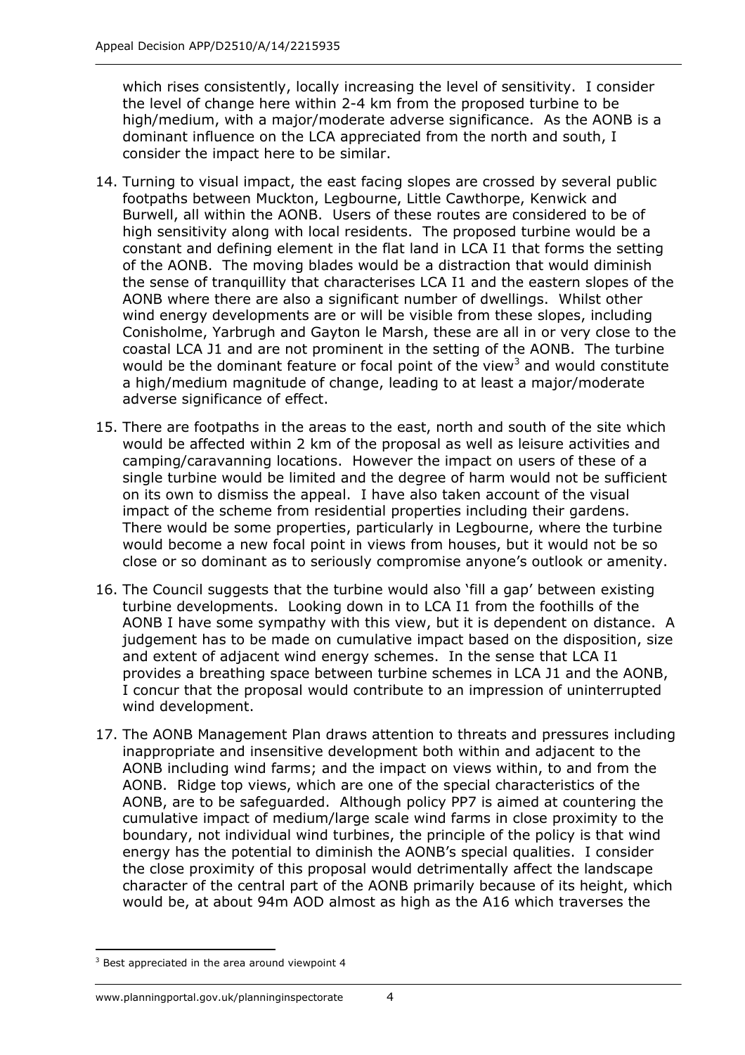which rises consistently, locally increasing the level of sensitivity. I consider the level of change here within 2-4 km from the proposed turbine to be high/medium, with a major/moderate adverse significance. As the AONB is a dominant influence on the LCA appreciated from the north and south, I consider the impact here to be similar.

14. Turning to visual impact, the east facing slopes are crossed by several public footpaths between Muckton, Legbourne, Little Cawthorpe, Kenwick and Burwell, all within the AONB. Users of these routes are considered to be of high sensitivity along with local residents. The proposed turbine would be a constant and defining element in the flat land in LCA I1 that forms the setting of the AONB. The moving blades would be a distraction that would diminish the sense of tranquillity that characterises LCA I1 and the eastern slopes of the AONB where there are also a significant number of dwellings. Whilst other wind energy developments are or will be visible from these slopes, including Conisholme, Yarbrugh and Gayton le Marsh, these are all in or very close to the coastal LCA J1 and are not prominent in the setting of the AONB. The turbine would be the dominant feature or focal point of the view[3] and would constitute a high/medium magnitude of change, leading to at least a major/moderate adverse significance of effect.

15. There are footpaths in the areas to the east, north and south of the site which would be affected within 2 km of the proposal as well as leisure activities and camping/caravanning locations. However the impact on users of these of a single turbine would be limited and the degree of harm would not be sufficient on its own to dismiss the appeal. I have also taken account of the visual impact of the scheme from residential properties including their gardens. There would be some properties, particularly in Legbourne, where the turbine would become a new focal point in views from houses, but it would not be so close or so dominant as to seriously compromise anyone's outlook or amenity.

16. The Council suggests that the turbine would also 'fill a gap' between existing turbine developments. Looking down in to LCA I1 from the foothills of the AONB I have some sympathy with this view, but it is dependent on distance. A judgement has to be made on cumulative impact based on the disposition, size and extent of adjacent wind energy schemes. In the sense that LCA I1 provides a breathing space between turbine schemes in LCA J1 and the AONB, I concur that the proposal would contribute to an impression of uninterrupted wind development.

17. The AONB Management Plan draws attention to threats and pressures including inappropriate and insensitive development both within and adjacent to the AONB including wind farms; and the impact on views within, to and from the AONB. Ridge top views, which are one of the special characteristics of the AONB, are to be safeguarded. Although policy PP7 is aimed at countering the cumulative impact of medium/large scale wind farms in close proximity to the boundary, not individual wind turbines, the principle of the policy is that wind energy has the potential to diminish the AONB's special qualities. I consider the close proximity of this proposal would detrimentally affect the landscape character of the central part of the AONB primarily because of its height, which would be, at about 94m AOD almost as high as the A16 which traverses the

---

[3] Best appreciated in the area around viewpoint 4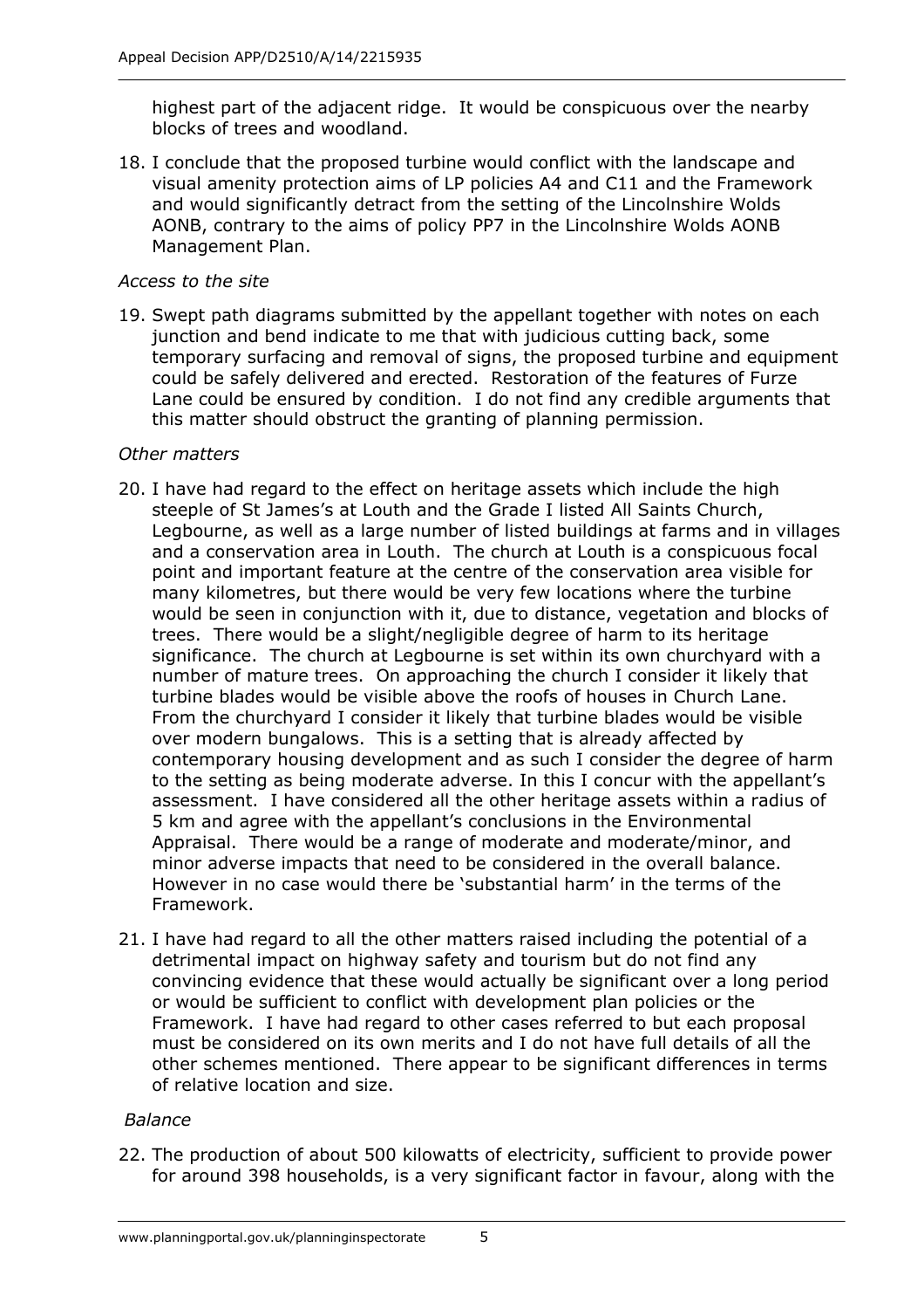highest part of the adjacent ridge. It would be conspicuous over the nearby blocks of trees and woodland.

18. I conclude that the proposed turbine would conflict with the landscape and visual amenity protection aims of LP policies A4 and C11 and the Framework and would significantly detract from the setting of the Lincolnshire Wolds AONB, contrary to the aims of policy PP7 in the Lincolnshire Wolds AONB Management Plan.

*Access to the site*

19. Swept path diagrams submitted by the appellant together with notes on each junction and bend indicate to me that with judicious cutting back, some temporary surfacing and removal of signs, the proposed turbine and equipment could be safely delivered and erected. Restoration of the features of Furze Lane could be ensured by condition. I do not find any credible arguments that this matter should obstruct the granting of planning permission.

*Other matters*

20. I have had regard to the effect on heritage assets which include the high steeple of St James's at Louth and the Grade I listed All Saints Church, Legbourne, as well as a large number of listed buildings at farms and in villages and a conservation area in Louth. The church at Louth is a conspicuous focal point and important feature at the centre of the conservation area visible for many kilometres, but there would be very few locations where the turbine would be seen in conjunction with it, due to distance, vegetation and blocks of trees. There would be a slight/negligible degree of harm to its heritage significance. The church at Legbourne is set within its own churchyard with a number of mature trees. On approaching the church I consider it likely that turbine blades would be visible above the roofs of houses in Church Lane. From the churchyard I consider it likely that turbine blades would be visible over modern bungalows. This is a setting that is already affected by contemporary housing development and as such I consider the degree of harm to the setting as being moderate adverse. In this I concur with the appellant's assessment. I have considered all the other heritage assets within a radius of 5 km and agree with the appellant's conclusions in the Environmental Appraisal. There would be a range of moderate and moderate/minor, and minor adverse impacts that need to be considered in the overall balance. However in no case would there be 'substantial harm' in the terms of the Framework.

21. I have had regard to all the other matters raised including the potential of a detrimental impact on highway safety and tourism but do not find any convincing evidence that these would actually be significant over a long period or would be sufficient to conflict with development plan policies or the Framework. I have had regard to other cases referred to but each proposal must be considered on its own merits and I do not have full details of all the other schemes mentioned. There appear to be significant differences in terms of relative location and size.

*Balance*

22. The production of about 500 kilowatts of electricity, sufficient to provide power for around 398 households, is a very significant factor in favour, along with the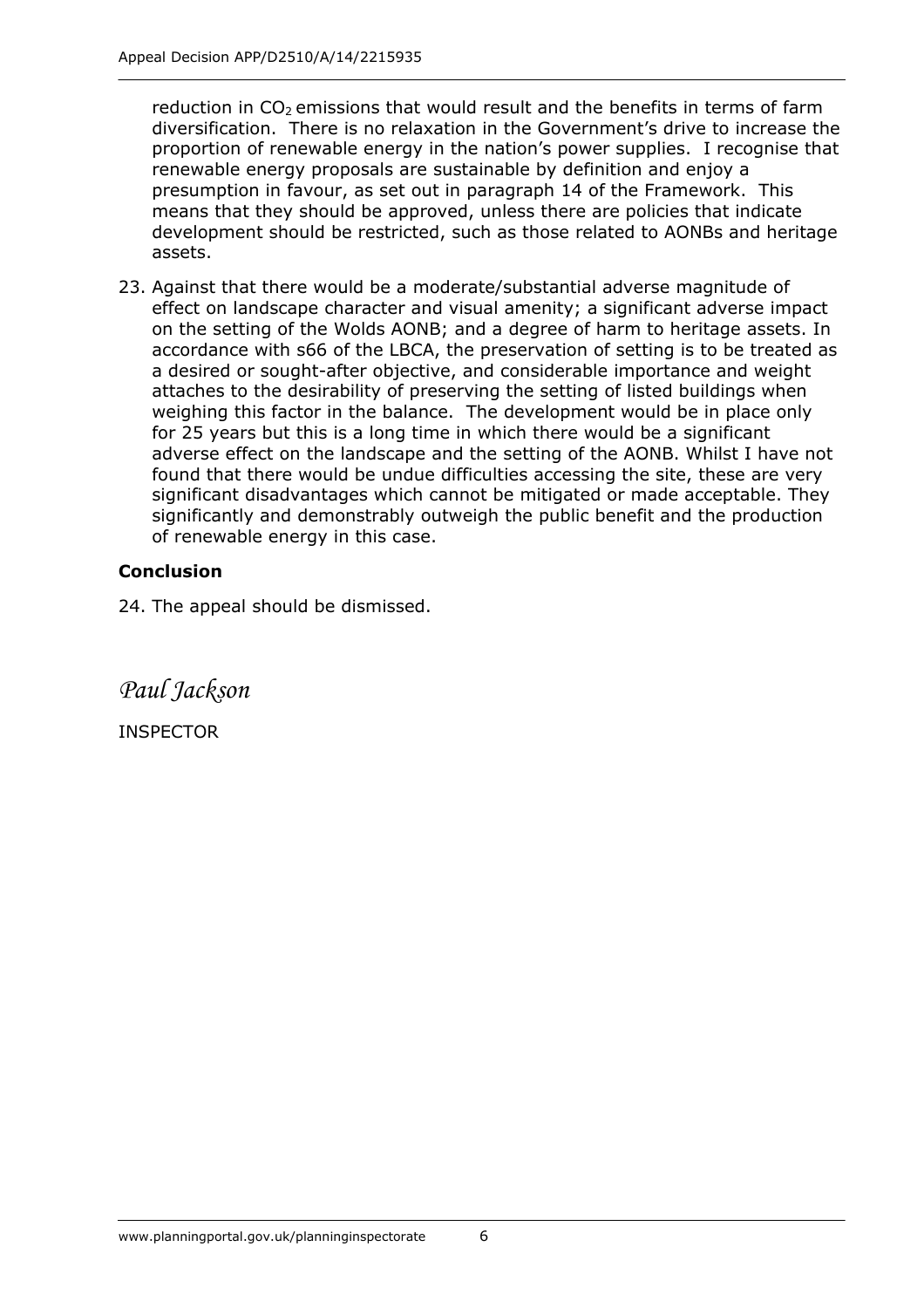reduction in $CO_2$ emissions that would result and the benefits in terms of farm diversification. There is no relaxation in the Government's drive to increase the proportion of renewable energy in the nation's power supplies. I recognise that renewable energy proposals are sustainable by definition and enjoy a presumption in favour, as set out in paragraph 14 of the Framework. This means that they should be approved, unless there are policies that indicate development should be restricted, such as those related to AONBs and heritage assets.

23. Against that there would be a moderate/substantial adverse magnitude of effect on landscape character and visual amenity; a significant adverse impact on the setting of the Wolds AONB; and a degree of harm to heritage assets. In accordance with s66 of the LBCA, the preservation of setting is to be treated as a desired or sought-after objective, and considerable importance and weight attaches to the desirability of preserving the setting of listed buildings when weighing this factor in the balance. The development would be in place only for 25 years but this is a long time in which there would be a significant adverse effect on the landscape and the setting of the AONB. Whilst I have not found that there would be undue difficulties accessing the site, these are very significant disadvantages which cannot be mitigated or made acceptable. They significantly and demonstrably outweigh the public benefit and the production of renewable energy in this case.

**Conclusion**

24. The appeal should be dismissed.

*Paul Jackson*

INSPECTOR